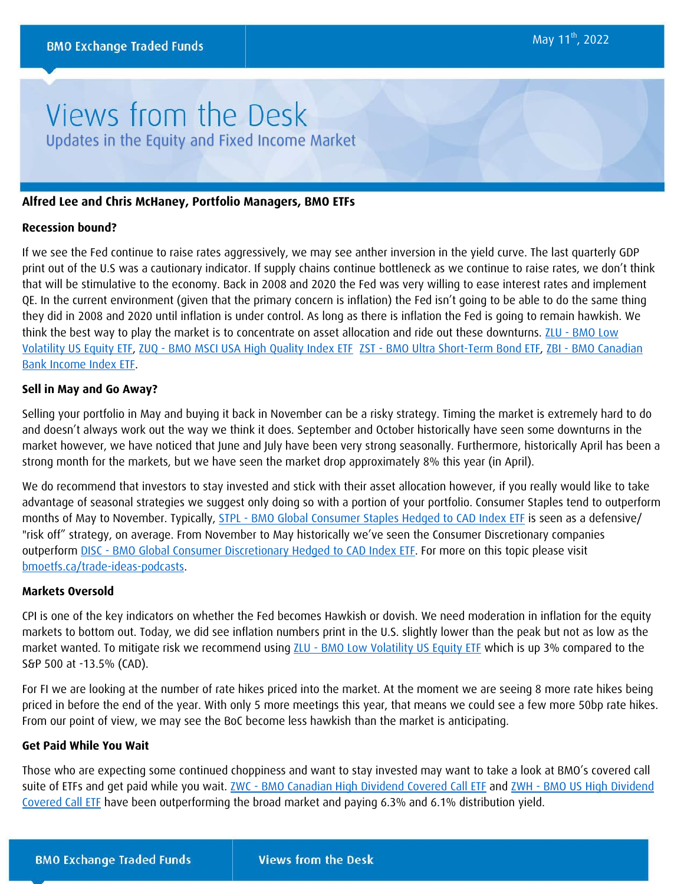BMO Exchange Traded Funds

May 11th, 2022

# Views from the Desk

## Updates in the Equity and Fixed Income Market

**Alfred Lee and Chris McHaney, Portfolio Managers, BMO ETFs**

**Recession bound?**

If we see the Fed continue to raise rates aggressively, we may see anther inversion in the yield curve. The last quarterly GDP print out of the U.S was a cautionary indicator. If supply chains continue bottleneck as we continue to raise rates, we don't think that will be stimulative to the economy. Back in 2008 and 2020 the Fed was very willing to ease interest rates and implement QE. In the current environment (given that the primary concern is inflation) the Fed isn't going to be able to do the same thing they did in 2008 and 2020 until inflation is under control. As long as there is inflation the Fed is going to remain hawkish. We think the best way to play the market is to concentrate on asset allocation and ride out these downturns. ZLU - BMO Low Volatility US Equity ETF, ZUQ - BMO MSCI USA High Quality Index ETF ZST - BMO Ultra Short-Term Bond ETF, ZBI - BMO Canadian Bank Income Index ETF.

**Sell in May and Go Away?**

Selling your portfolio in May and buying it back in November can be a risky strategy. Timing the market is extremely hard to do and doesn't always work out the way we think it does. September and October historically have seen some downturns in the market however, we have noticed that June and July have been very strong seasonally. Furthermore, historically April has been a strong month for the markets, but we have seen the market drop approximately 8% this year (in April).

We do recommend that investors to stay invested and stick with their asset allocation however, if you really would like to take advantage of seasonal strategies we suggest only doing so with a portion of your portfolio. Consumer Staples tend to outperform months of May to November. Typically, STPL - BMO Global Consumer Staples Hedged to CAD Index ETF is seen as a defensive/ "risk off" strategy, on average. From November to May historically we've seen the Consumer Discretionary companies outperform DISC - BMO Global Consumer Discretionary Hedged to CAD Index ETF. For more on this topic please visit bmoetfs.ca/trade-ideas-podcasts.

**Markets Oversold**

CPI is one of the key indicators on whether the Fed becomes Hawkish or dovish. We need moderation in inflation for the equity markets to bottom out. Today, we did see inflation numbers print in the U.S. slightly lower than the peak but not as low as the market wanted. To mitigate risk we recommend using ZLU - BMO Low Volatility US Equity ETF which is up 3% compared to the S&P 500 at -13.5% (CAD).

For FI we are looking at the number of rate hikes priced into the market. At the moment we are seeing 8 more rate hikes being priced in before the end of the year. With only 5 more meetings this year, that means we could see a few more 50bp rate hikes. From our point of view, we may see the BoC become less hawkish than the market is anticipating.

**Get Paid While You Wait**

Those who are expecting some continued choppiness and want to stay invested may want to take a look at BMO's covered call suite of ETFs and get paid while you wait. ZWC - BMO Canadian High Dividend Covered Call ETF and ZWH - BMO US High Dividend Covered Call ETF have been outperforming the broad market and paying 6.3% and 6.1% distribution yield.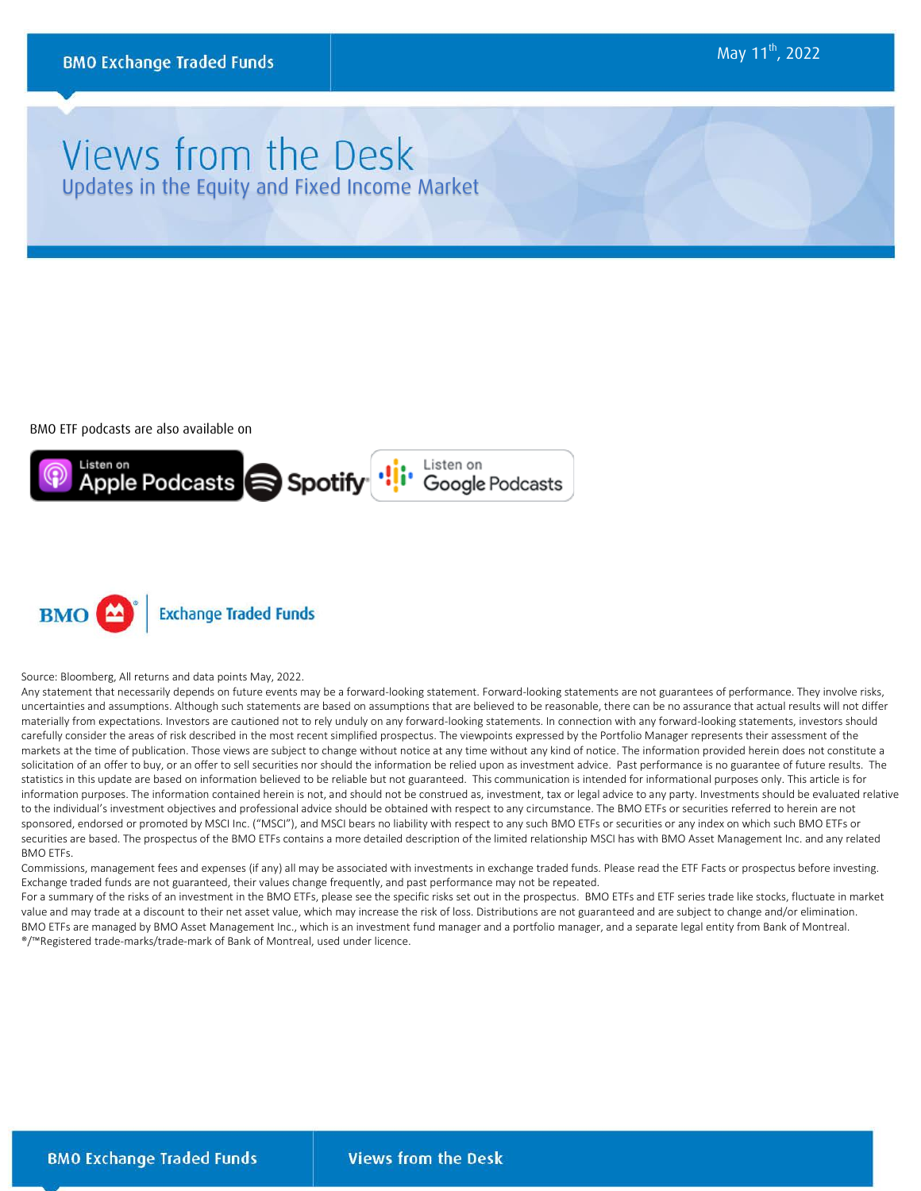# Views from the Desk

## Updates in the Equity and Fixed Income Market

May 11th, 2022

BMO ETF podcasts are also available on

Listen on Apple Podcasts | Spotify | Listen on Google Podcasts

BMO Exchange Traded Funds

Source: Bloomberg, All returns and data points May, 2022.

Any statement that necessarily depends on future events may be a forward-looking statement. Forward-looking statements are not guarantees of performance. They involve risks, uncertainties and assumptions. Although such statements are based on assumptions that are believed to be reasonable, there can be no assurance that actual results will not differ materially from expectations. Investors are cautioned not to rely unduly on any forward-looking statements. In connection with any forward-looking statements, investors should carefully consider the areas of risk described in the most recent simplified prospectus. The viewpoints expressed by the Portfolio Manager represents their assessment of the markets at the time of publication. Those views are subject to change without notice at any time without any kind of notice. The information provided herein does not constitute a solicitation of an offer to buy, or an offer to sell securities nor should the information be relied upon as investment advice. Past performance is no guarantee of future results. The statistics in this update are based on information believed to be reliable but not guaranteed. This communication is intended for informational purposes only. This article is for information purposes. The information contained herein is not, and should not be construed as, investment, tax or legal advice to any party. Investments should be evaluated relative to the individual's investment objectives and professional advice should be obtained with respect to any circumstance. The BMO ETFs or securities referred to herein are not sponsored, endorsed or promoted by MSCI Inc. ("MSCI"), and MSCI bears no liability with respect to any such BMO ETFs or securities or any index on which such BMO ETFs or securities are based. The prospectus of the BMO ETFs contains a more detailed description of the limited relationship MSCI has with BMO Asset Management Inc. and any related BMO ETFs.

Commissions, management fees and expenses (if any) all may be associated with investments in exchange traded funds. Please read the ETF Facts or prospectus before investing. Exchange traded funds are not guaranteed, their values change frequently, and past performance may not be repeated.

For a summary of the risks of an investment in the BMO ETFs, please see the specific risks set out in the prospectus. BMO ETFs and ETF series trade like stocks, fluctuate in market value and may trade at a discount to their net asset value, which may increase the risk of loss. Distributions are not guaranteed and are subject to change and/or elimination.

BMO ETFs are managed by BMO Asset Management Inc., which is an investment fund manager and a portfolio manager, and a separate legal entity from Bank of Montreal.

®/™Registered trade-marks/trade-mark of Bank of Montreal, used under licence.